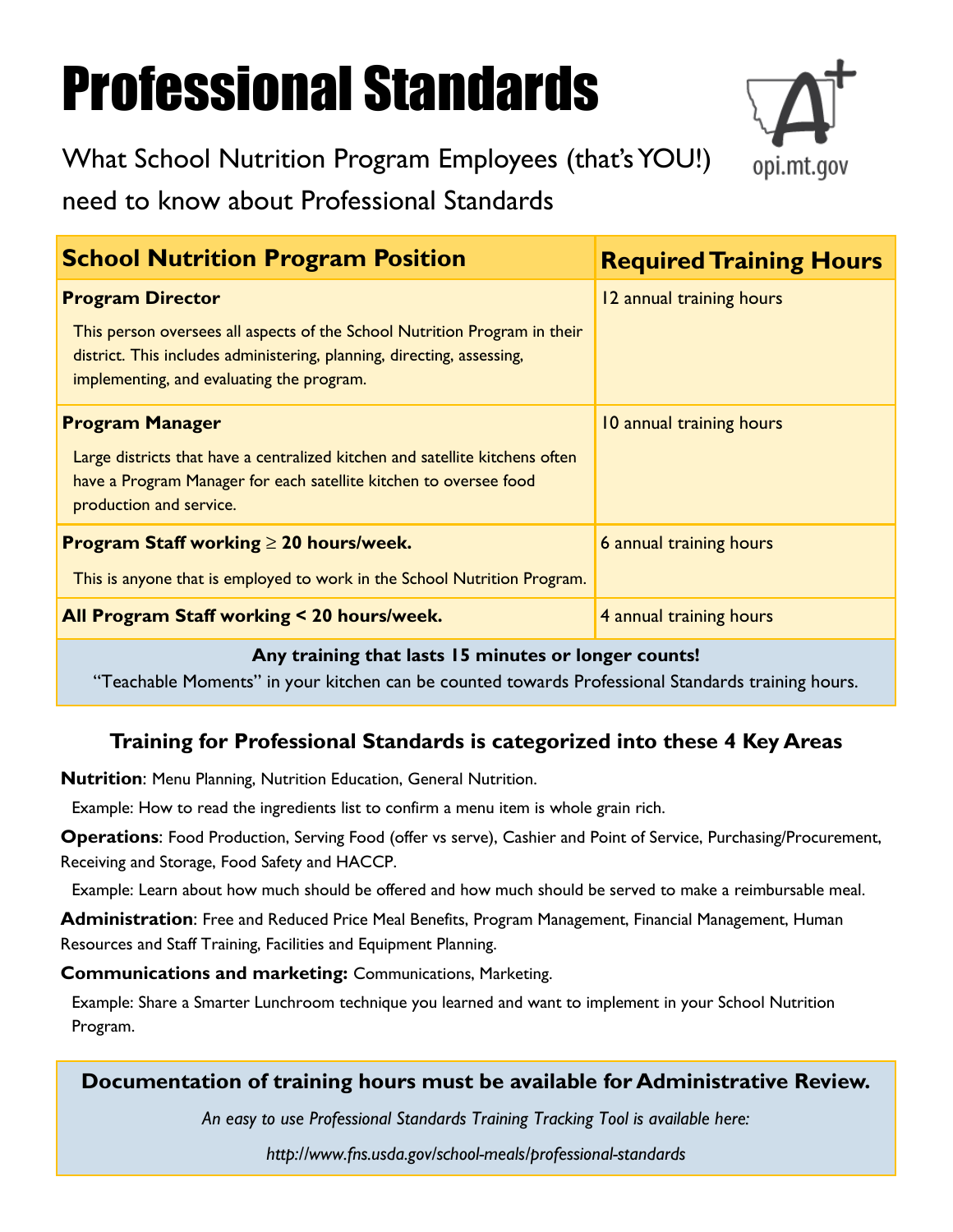# Professional Standards

What School Nutrition Program Employees (that's YOU!) need to know about Professional Standards

opi.mt.gov

| School Nutrition Program Position | Required Training Hours |
|---|---|
| **Program Director**<br>This person oversees all aspects of the School Nutrition Program in their district. This includes administering, planning, directing, assessing, implementing, and evaluating the program. | 12 annual training hours |
| **Program Manager**<br>Large districts that have a centralized kitchen and satellite kitchens often have a Program Manager for each satellite kitchen to oversee food production and service. | 10 annual training hours |
| **Program Staff working ≥ 20 hours/week.**<br>This is anyone that is employed to work in the School Nutrition Program. | 6 annual training hours |
| **All Program Staff working < 20 hours/week.** | 4 annual training hours |

**Any training that lasts 15 minutes or longer counts!**

"Teachable Moments" in your kitchen can be counted towards Professional Standards training hours.

### Training for Professional Standards is categorized into these 4 Key Areas

**Nutrition**: Menu Planning, Nutrition Education, General Nutrition.

Example: How to read the ingredients list to confirm a menu item is whole grain rich.

**Operations**: Food Production, Serving Food (offer vs serve), Cashier and Point of Service, Purchasing/Procurement, Receiving and Storage, Food Safety and HACCP.

Example: Learn about how much should be offered and how much should be served to make a reimbursable meal.

**Administration**: Free and Reduced Price Meal Benefits, Program Management, Financial Management, Human Resources and Staff Training, Facilities and Equipment Planning.

**Communications and marketing:** Communications, Marketing.

Example: Share a Smarter Lunchroom technique you learned and want to implement in your School Nutrition Program.

**Documentation of training hours must be available for Administrative Review.**

*An easy to use Professional Standards Training Tracking Tool is available here:*

*http://www.fns.usda.gov/school-meals/professional-standards*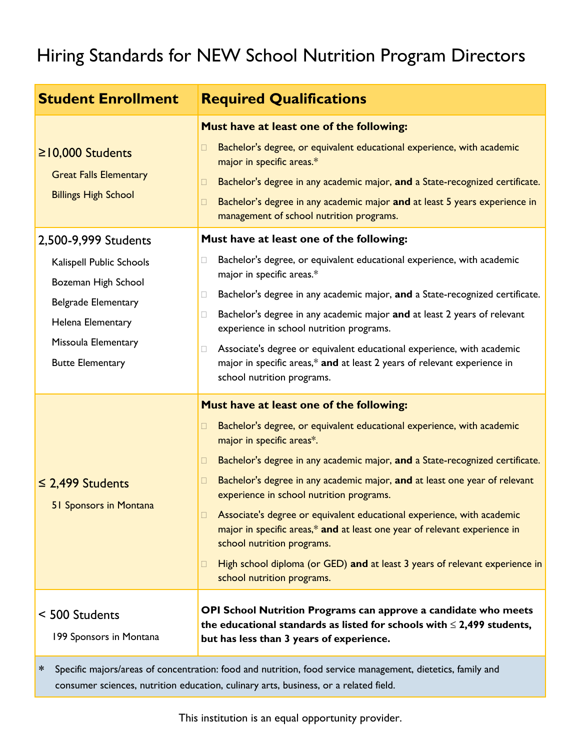# Hiring Standards for NEW School Nutrition Program Directors

| Student Enrollment | Required Qualifications |
|---|---|
| ≥10,000 Students<br>Great Falls Elementary<br>Billings High School | **Must have at least one of the following:**<br>Bachelor's degree, or equivalent educational experience, with academic major in specific areas.*<br>Bachelor's degree in any academic major, **and** a State-recognized certificate.<br>Bachelor's degree in any academic major **and** at least 5 years experience in management of school nutrition programs. |
| 2,500-9,999 Students<br>Kalispell Public Schools<br>Bozeman High School<br>Belgrade Elementary<br>Helena Elementary<br>Missoula Elementary<br>Butte Elementary | **Must have at least one of the following:**<br>Bachelor's degree, or equivalent educational experience, with academic major in specific areas.*<br>Bachelor's degree in any academic major, **and** a State-recognized certificate.<br>Bachelor's degree in any academic major **and** at least 2 years of relevant experience in school nutrition programs.<br>Associate's degree or equivalent educational experience, with academic major in specific areas,* **and** at least 2 years of relevant experience in school nutrition programs. |
| ≤ 2,499 Students<br>51 Sponsors in Montana | **Must have at least one of the following:**<br>Bachelor's degree, or equivalent educational experience, with academic major in specific areas*.<br>Bachelor's degree in any academic major, **and** a State-recognized certificate.<br>Bachelor's degree in any academic major, **and** at least one year of relevant experience in school nutrition programs.<br>Associate's degree or equivalent educational experience, with academic major in specific areas,* **and** at least one year of relevant experience in school nutrition programs.<br>High school diploma (or GED) **and** at least 3 years of relevant experience in school nutrition programs. |
| < 500 Students<br>199 Sponsors in Montana | **OPI School Nutrition Programs can approve a candidate who meets the educational standards as listed for schools with ≤ 2,499 students, but has less than 3 years of experience.** |

\* Specific majors/areas of concentration: food and nutrition, food service management, dietetics, family and consumer sciences, nutrition education, culinary arts, business, or a related field.

This institution is an equal opportunity provider.